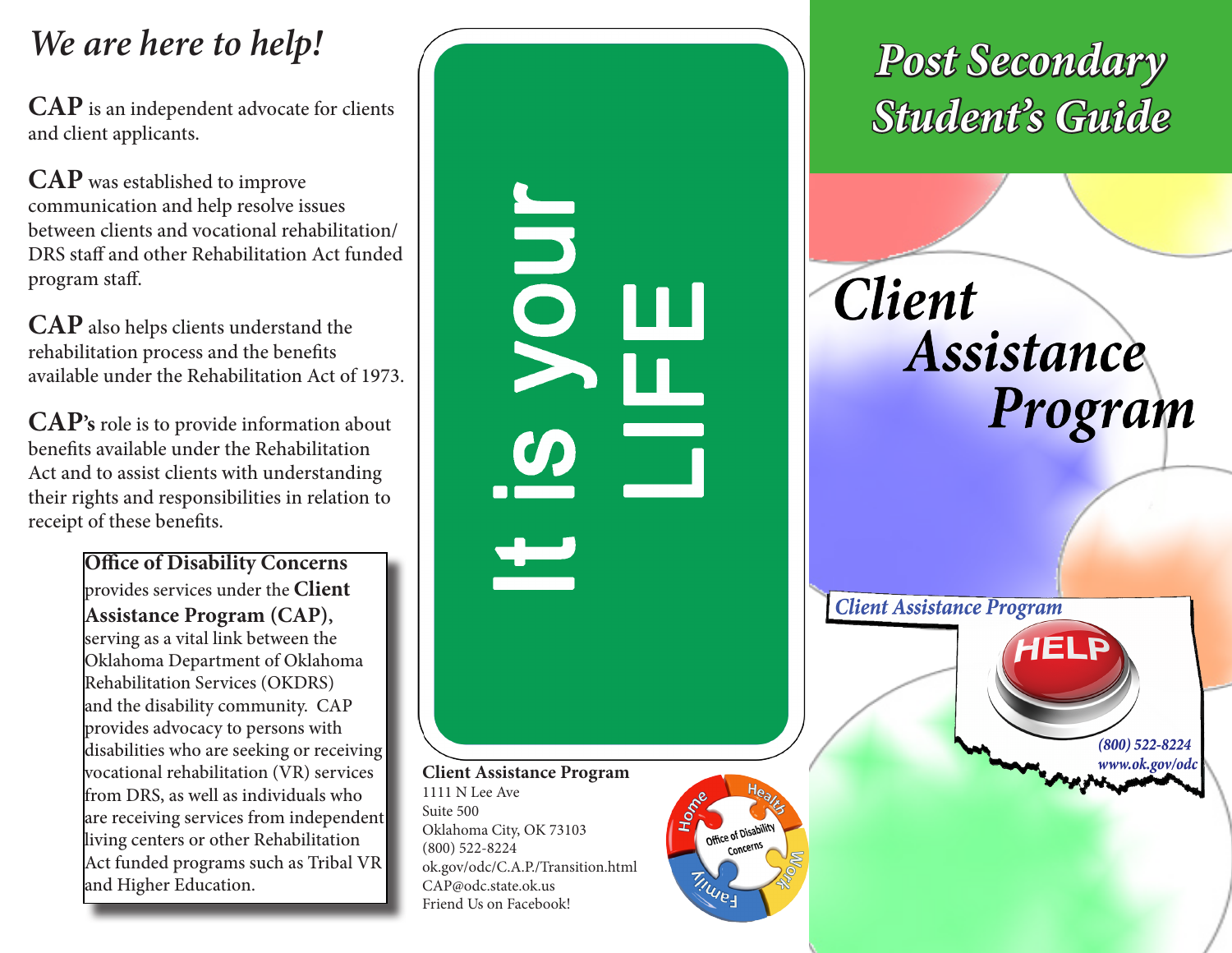## *We are here to help!*

**CAP** is an independent advocate for clients and client applicants.

**CAP** was established to improve communication and help resolve issues between clients and vocational rehabilitation/ DRS staff and other Rehabilitation Act funded program staff.

**CAP** also helps clients understand the rehabilitation process and the benefits available under the Rehabilitation Act of 1973.

**CAP's** role is to provide information about benefits available under the Rehabilitation Act and to assist clients with understanding their rights and responsibilities in relation to receipt of these benefits.

> **Office of Disability Concerns** provides services under the **Client Assistance Program (CAP),** serving as a vital link between the Oklahoma Department of Oklahoma Rehabilitation Services (OKDRS) and the disability community. CAP provides advocacy to persons with disabilities who are seeking or receiving vocational rehabilitation (VR) services from DRS, as well as individuals who are receiving services from independent living centers or other Rehabilitation Act funded programs such as Tribal VR and Higher Education.

**It is your LIFE**

**Client Assistance Program**
1111 N Lee Ave
Suite 500
Oklahoma City, OK 73103
(800) 522-8224
ok.gov/odc/C.A.P./Transition.html
CAP@odc.state.ok.us
Friend Us on Facebook!

Office of Disability Concerns — Home, Health, Work, Family

# *Post Secondary Student's Guide*

# *Client Assistance Program*

*Client Assistance Program*

HELP

*(800) 522-8224*
*www.ok.gov/odc*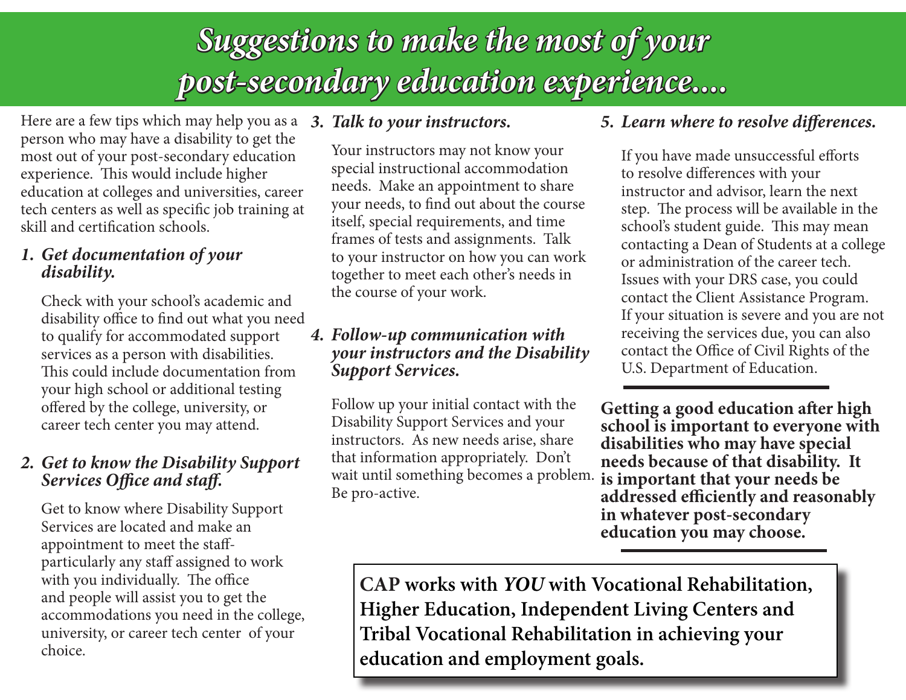# *Suggestions to make the most of your post-secondary education experience....*

Here are a few tips which may help you as a person who may have a disability to get the most out of your post-secondary education experience. This would include higher education at colleges and universities, career tech centers as well as specific job training at skill and certification schools.

### *1. Get documentation of your disability.*

Check with your school's academic and disability office to find out what you need to qualify for accommodated support services as a person with disabilities. This could include documentation from your high school or additional testing offered by the college, university, or career tech center you may attend.

### *2. Get to know the Disability Support Services Office and staff.*

Get to know where Disability Support Services are located and make an appointment to meet the staff-particularly any staff assigned to work with you individually. The office and people will assist you to get the accommodations you need in the college, university, or career tech center of your choice.

### *3. Talk to your instructors.*

Your instructors may not know your special instructional accommodation needs. Make an appointment to share your needs, to find out about the course itself, special requirements, and time frames of tests and assignments. Talk to your instructor on how you can work together to meet each other's needs in the course of your work.

### *4. Follow-up communication with your instructors and the Disability Support Services.*

Follow up your initial contact with the Disability Support Services and your instructors. As new needs arise, share that information appropriately. Don't wait until something becomes a problem. Be pro-active.

### *5. Learn where to resolve differences.*

If you have made unsuccessful efforts to resolve differences with your instructor and advisor, learn the next step. The process will be available in the school's student guide. This may mean contacting a Dean of Students at a college or administration of the career tech. Issues with your DRS case, you could contact the Client Assistance Program. If your situation is severe and you are not receiving the services due, you can also contact the Office of Civil Rights of the U.S. Department of Education.

---

**Getting a good education after high school is important to everyone with disabilities who may have special needs because of that disability. It is important that your needs be addressed efficiently and reasonably in whatever post-secondary education you may choose.**

---

**CAP works with *YOU* with Vocational Rehabilitation, Higher Education, Independent Living Centers and Tribal Vocational Rehabilitation in achieving your education and employment goals.**